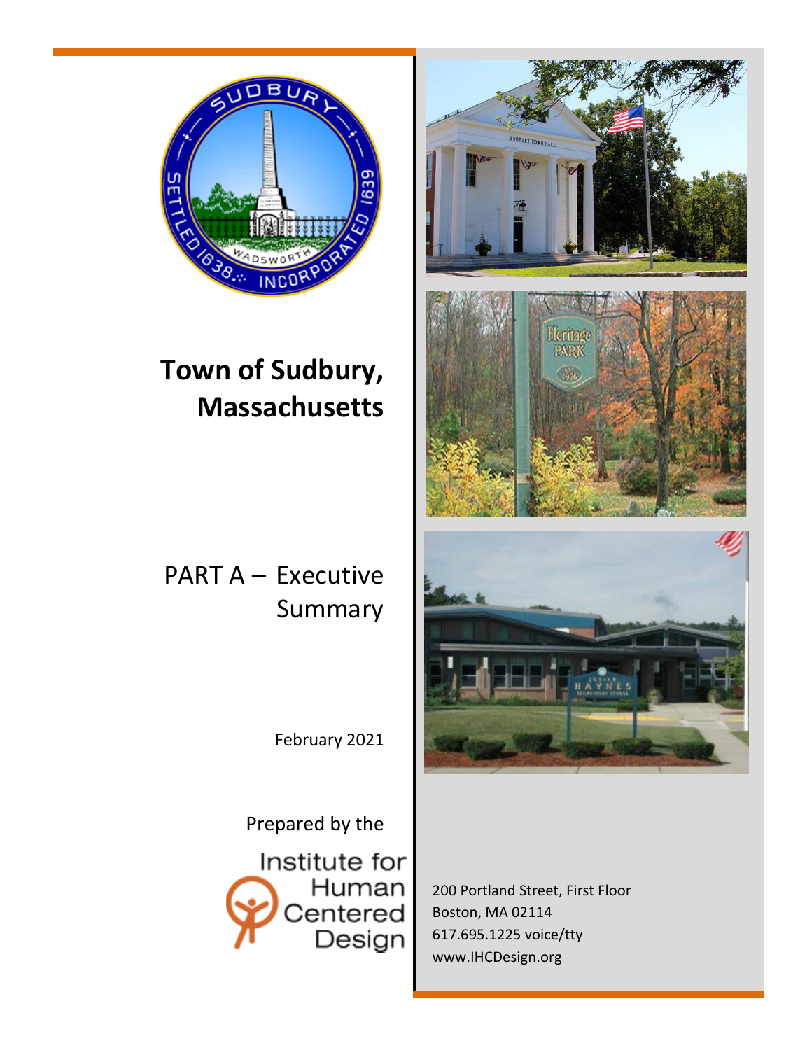# Town of Sudbury, Massachusetts

## PART A – Executive Summary

February 2021

Prepared by the

Institute for Human Centered Design

200 Portland Street, First Floor
Boston, MA 02114
617.695.1225 voice/tty
www.IHCDesign.org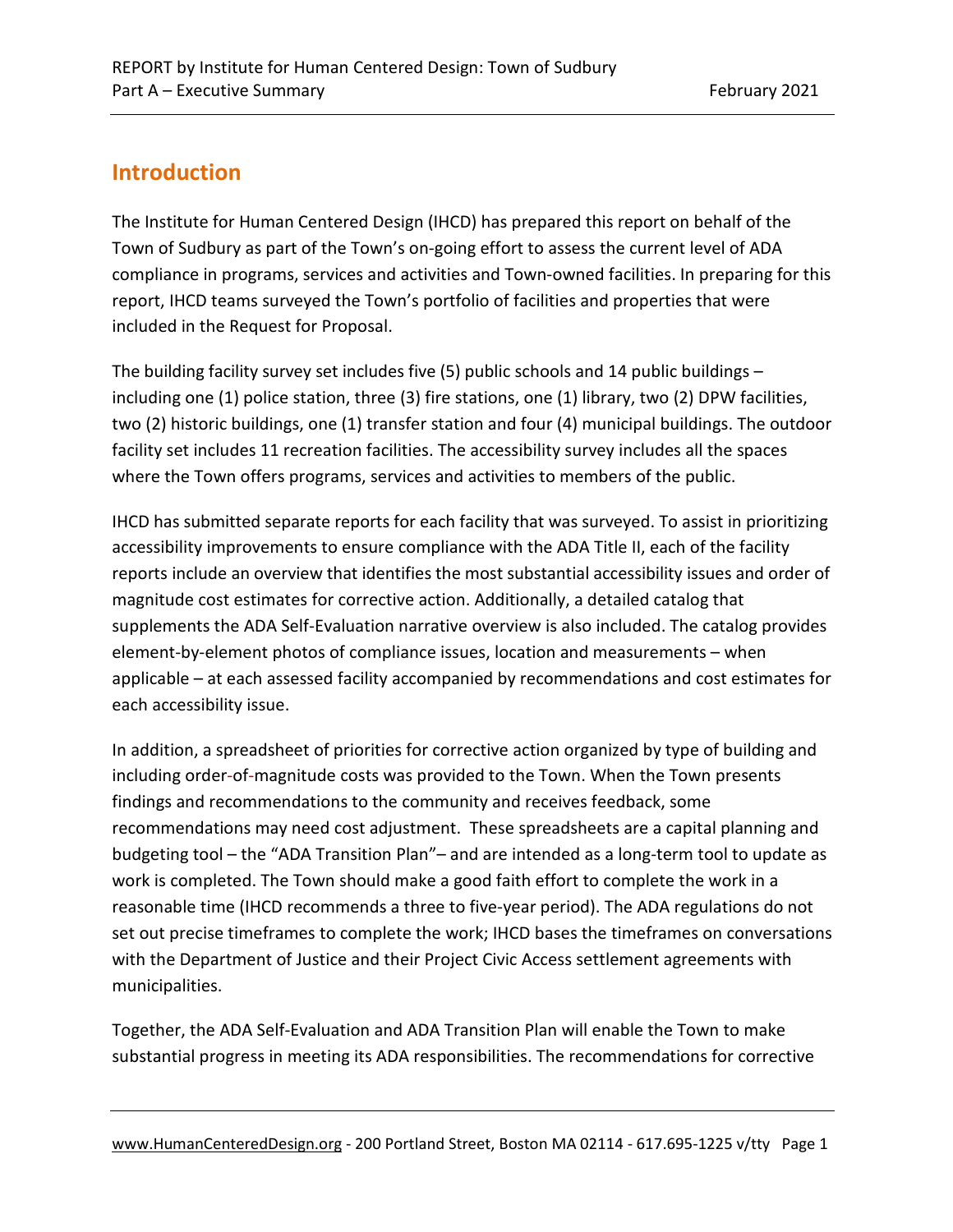## Introduction

The Institute for Human Centered Design (IHCD) has prepared this report on behalf of the Town of Sudbury as part of the Town's on-going effort to assess the current level of ADA compliance in programs, services and activities and Town-owned facilities. In preparing for this report, IHCD teams surveyed the Town's portfolio of facilities and properties that were included in the Request for Proposal.

The building facility survey set includes five (5) public schools and 14 public buildings – including one (1) police station, three (3) fire stations, one (1) library, two (2) DPW facilities, two (2) historic buildings, one (1) transfer station and four (4) municipal buildings. The outdoor facility set includes 11 recreation facilities. The accessibility survey includes all the spaces where the Town offers programs, services and activities to members of the public.

IHCD has submitted separate reports for each facility that was surveyed. To assist in prioritizing accessibility improvements to ensure compliance with the ADA Title II, each of the facility reports include an overview that identifies the most substantial accessibility issues and order of magnitude cost estimates for corrective action. Additionally, a detailed catalog that supplements the ADA Self-Evaluation narrative overview is also included. The catalog provides element-by-element photos of compliance issues, location and measurements – when applicable – at each assessed facility accompanied by recommendations and cost estimates for each accessibility issue.

In addition, a spreadsheet of priorities for corrective action organized by type of building and including order-of-magnitude costs was provided to the Town. When the Town presents findings and recommendations to the community and receives feedback, some recommendations may need cost adjustment. These spreadsheets are a capital planning and budgeting tool – the "ADA Transition Plan"– and are intended as a long-term tool to update as work is completed. The Town should make a good faith effort to complete the work in a reasonable time (IHCD recommends a three to five-year period). The ADA regulations do not set out precise timeframes to complete the work; IHCD bases the timeframes on conversations with the Department of Justice and their Project Civic Access settlement agreements with municipalities.

Together, the ADA Self-Evaluation and ADA Transition Plan will enable the Town to make substantial progress in meeting its ADA responsibilities. The recommendations for corrective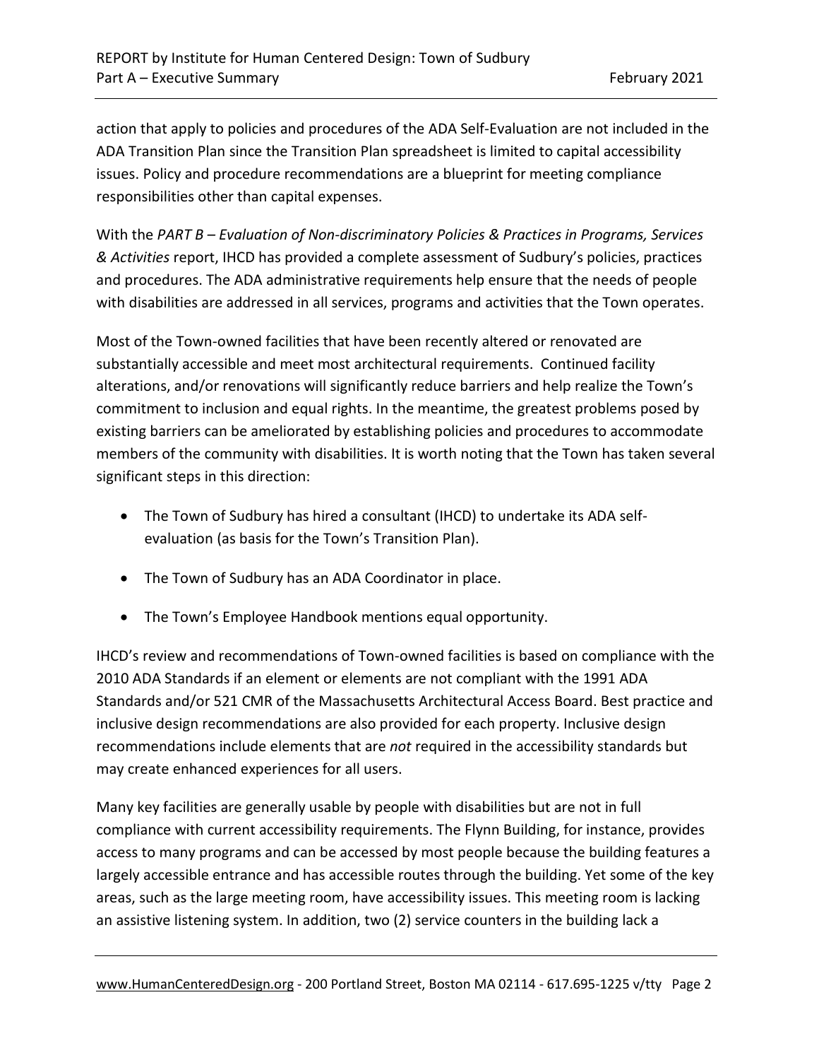action that apply to policies and procedures of the ADA Self-Evaluation are not included in the ADA Transition Plan since the Transition Plan spreadsheet is limited to capital accessibility issues. Policy and procedure recommendations are a blueprint for meeting compliance responsibilities other than capital expenses.

With the *PART B – Evaluation of Non-discriminatory Policies & Practices in Programs, Services & Activities* report, IHCD has provided a complete assessment of Sudbury's policies, practices and procedures. The ADA administrative requirements help ensure that the needs of people with disabilities are addressed in all services, programs and activities that the Town operates.

Most of the Town-owned facilities that have been recently altered or renovated are substantially accessible and meet most architectural requirements. Continued facility alterations, and/or renovations will significantly reduce barriers and help realize the Town's commitment to inclusion and equal rights. In the meantime, the greatest problems posed by existing barriers can be ameliorated by establishing policies and procedures to accommodate members of the community with disabilities. It is worth noting that the Town has taken several significant steps in this direction:

- The Town of Sudbury has hired a consultant (IHCD) to undertake its ADA self-evaluation (as basis for the Town's Transition Plan).
- The Town of Sudbury has an ADA Coordinator in place.
- The Town's Employee Handbook mentions equal opportunity.

IHCD's review and recommendations of Town-owned facilities is based on compliance with the 2010 ADA Standards if an element or elements are not compliant with the 1991 ADA Standards and/or 521 CMR of the Massachusetts Architectural Access Board. Best practice and inclusive design recommendations are also provided for each property. Inclusive design recommendations include elements that are *not* required in the accessibility standards but may create enhanced experiences for all users.

Many key facilities are generally usable by people with disabilities but are not in full compliance with current accessibility requirements. The Flynn Building, for instance, provides access to many programs and can be accessed by most people because the building features a largely accessible entrance and has accessible routes through the building. Yet some of the key areas, such as the large meeting room, have accessibility issues. This meeting room is lacking an assistive listening system. In addition, two (2) service counters in the building lack a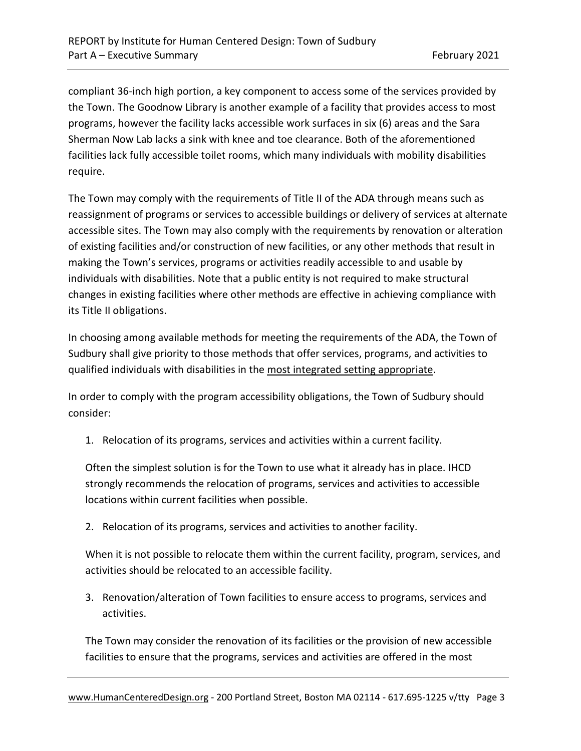compliant 36-inch high portion, a key component to access some of the services provided by the Town. The Goodnow Library is another example of a facility that provides access to most programs, however the facility lacks accessible work surfaces in six (6) areas and the Sara Sherman Now Lab lacks a sink with knee and toe clearance. Both of the aforementioned facilities lack fully accessible toilet rooms, which many individuals with mobility disabilities require.

The Town may comply with the requirements of Title II of the ADA through means such as reassignment of programs or services to accessible buildings or delivery of services at alternate accessible sites. The Town may also comply with the requirements by renovation or alteration of existing facilities and/or construction of new facilities, or any other methods that result in making the Town's services, programs or activities readily accessible to and usable by individuals with disabilities. Note that a public entity is not required to make structural changes in existing facilities where other methods are effective in achieving compliance with its Title II obligations.

In choosing among available methods for meeting the requirements of the ADA, the Town of Sudbury shall give priority to those methods that offer services, programs, and activities to qualified individuals with disabilities in the most integrated setting appropriate.

In order to comply with the program accessibility obligations, the Town of Sudbury should consider:

1. Relocation of its programs, services and activities within a current facility.

   Often the simplest solution is for the Town to use what it already has in place. IHCD strongly recommends the relocation of programs, services and activities to accessible locations within current facilities when possible.

2. Relocation of its programs, services and activities to another facility.

   When it is not possible to relocate them within the current facility, program, services, and activities should be relocated to an accessible facility.

3. Renovation/alteration of Town facilities to ensure access to programs, services and activities.

   The Town may consider the renovation of its facilities or the provision of new accessible facilities to ensure that the programs, services and activities are offered in the most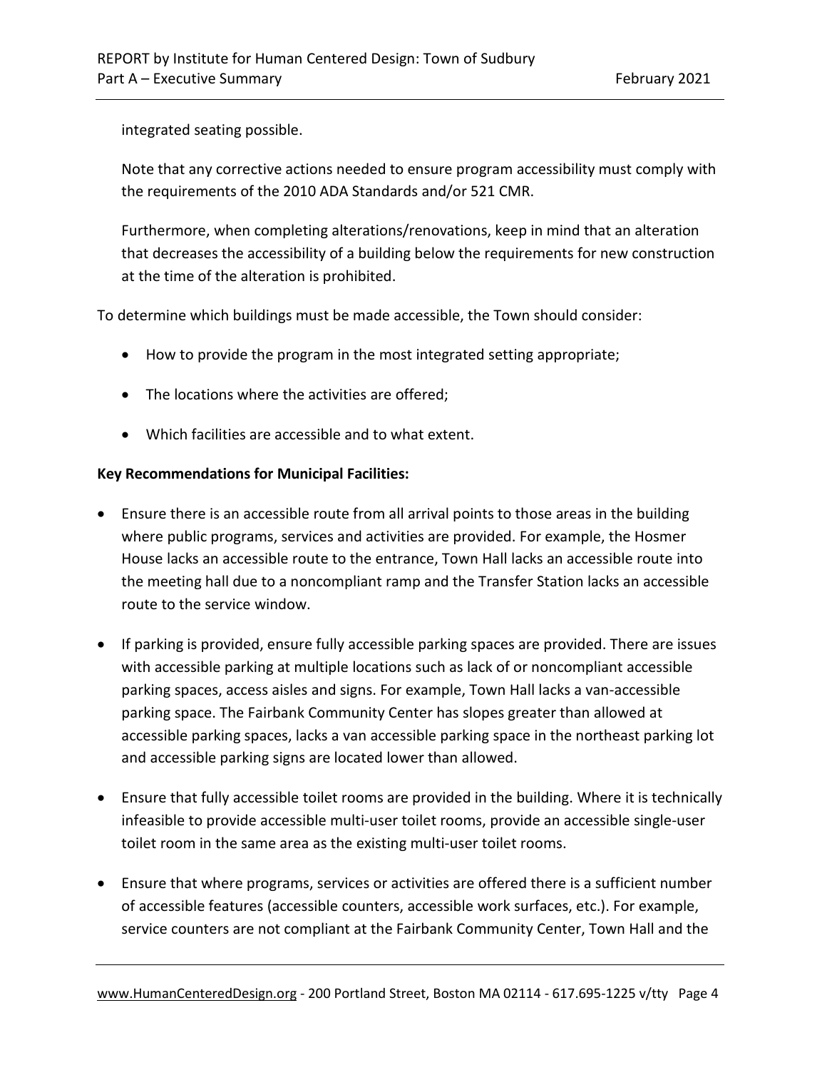integrated seating possible.

Note that any corrective actions needed to ensure program accessibility must comply with the requirements of the 2010 ADA Standards and/or 521 CMR.

Furthermore, when completing alterations/renovations, keep in mind that an alteration that decreases the accessibility of a building below the requirements for new construction at the time of the alteration is prohibited.

To determine which buildings must be made accessible, the Town should consider:

- How to provide the program in the most integrated setting appropriate;
- The locations where the activities are offered;
- Which facilities are accessible and to what extent.

**Key Recommendations for Municipal Facilities:**

- Ensure there is an accessible route from all arrival points to those areas in the building where public programs, services and activities are provided. For example, the Hosmer House lacks an accessible route to the entrance, Town Hall lacks an accessible route into the meeting hall due to a noncompliant ramp and the Transfer Station lacks an accessible route to the service window.
- If parking is provided, ensure fully accessible parking spaces are provided. There are issues with accessible parking at multiple locations such as lack of or noncompliant accessible parking spaces, access aisles and signs. For example, Town Hall lacks a van-accessible parking space. The Fairbank Community Center has slopes greater than allowed at accessible parking spaces, lacks a van accessible parking space in the northeast parking lot and accessible parking signs are located lower than allowed.
- Ensure that fully accessible toilet rooms are provided in the building. Where it is technically infeasible to provide accessible multi-user toilet rooms, provide an accessible single-user toilet room in the same area as the existing multi-user toilet rooms.
- Ensure that where programs, services or activities are offered there is a sufficient number of accessible features (accessible counters, accessible work surfaces, etc.). For example, service counters are not compliant at the Fairbank Community Center, Town Hall and the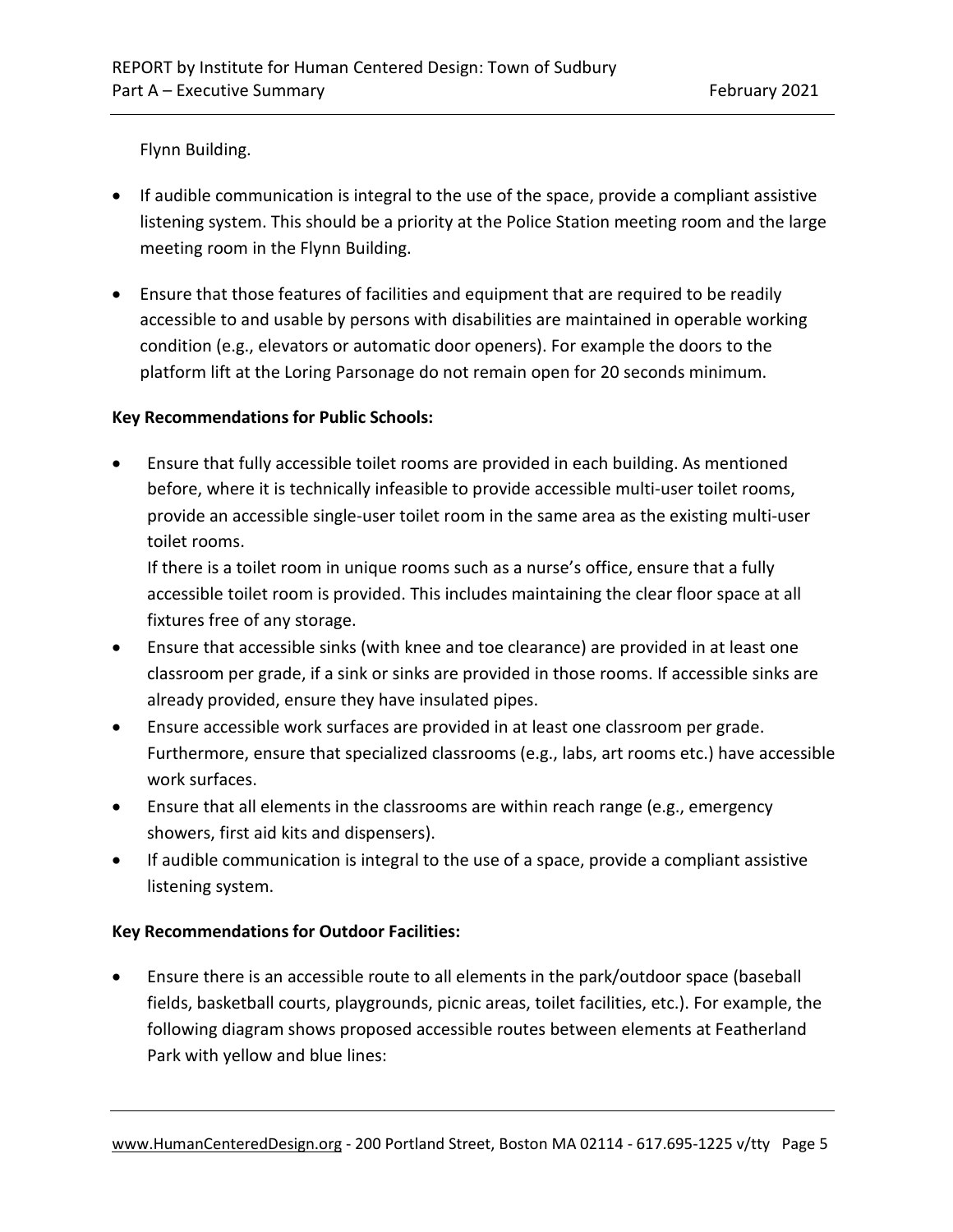Flynn Building.

- If audible communication is integral to the use of the space, provide a compliant assistive listening system. This should be a priority at the Police Station meeting room and the large meeting room in the Flynn Building.
- Ensure that those features of facilities and equipment that are required to be readily accessible to and usable by persons with disabilities are maintained in operable working condition (e.g., elevators or automatic door openers). For example the doors to the platform lift at the Loring Parsonage do not remain open for 20 seconds minimum.

**Key Recommendations for Public Schools:**

- Ensure that fully accessible toilet rooms are provided in each building. As mentioned before, where it is technically infeasible to provide accessible multi-user toilet rooms, provide an accessible single-user toilet room in the same area as the existing multi-user toilet rooms.
  If there is a toilet room in unique rooms such as a nurse's office, ensure that a fully accessible toilet room is provided. This includes maintaining the clear floor space at all fixtures free of any storage.
- Ensure that accessible sinks (with knee and toe clearance) are provided in at least one classroom per grade, if a sink or sinks are provided in those rooms. If accessible sinks are already provided, ensure they have insulated pipes.
- Ensure accessible work surfaces are provided in at least one classroom per grade. Furthermore, ensure that specialized classrooms (e.g., labs, art rooms etc.) have accessible work surfaces.
- Ensure that all elements in the classrooms are within reach range (e.g., emergency showers, first aid kits and dispensers).
- If audible communication is integral to the use of a space, provide a compliant assistive listening system.

**Key Recommendations for Outdoor Facilities:**

- Ensure there is an accessible route to all elements in the park/outdoor space (baseball fields, basketball courts, playgrounds, picnic areas, toilet facilities, etc.). For example, the following diagram shows proposed accessible routes between elements at Featherland Park with yellow and blue lines: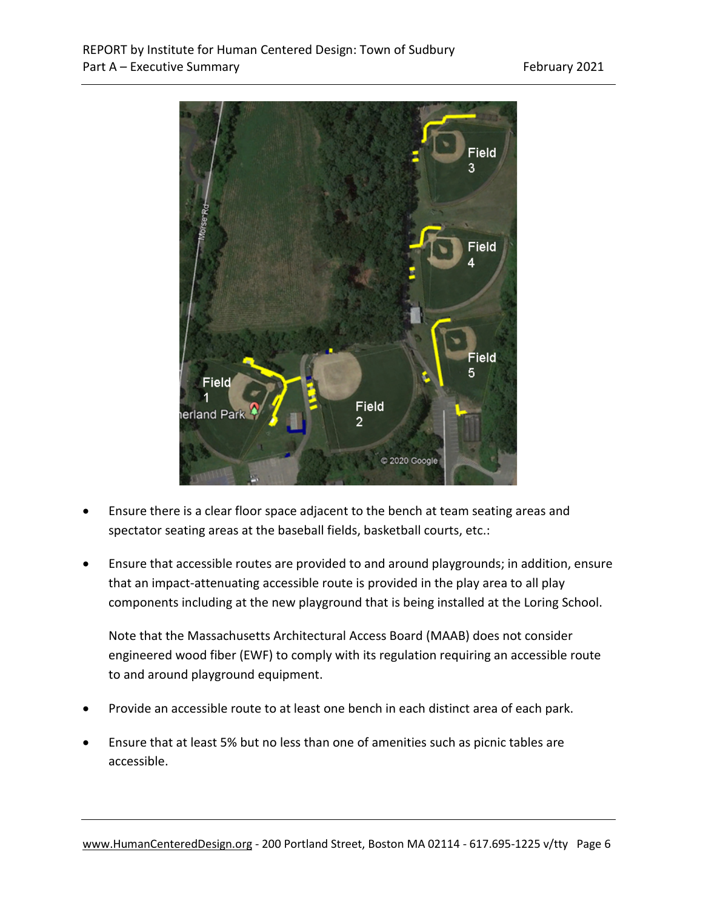- Ensure there is a clear floor space adjacent to the bench at team seating areas and spectator seating areas at the baseball fields, basketball courts, etc.:

- Ensure that accessible routes are provided to and around playgrounds; in addition, ensure that an impact-attenuating accessible route is provided in the play area to all play components including at the new playground that is being installed at the Loring School.

  Note that the Massachusetts Architectural Access Board (MAAB) does not consider engineered wood fiber (EWF) to comply with its regulation requiring an accessible route to and around playground equipment.

- Provide an accessible route to at least one bench in each distinct area of each park.

- Ensure that at least 5% but no less than one of amenities such as picnic tables are accessible.